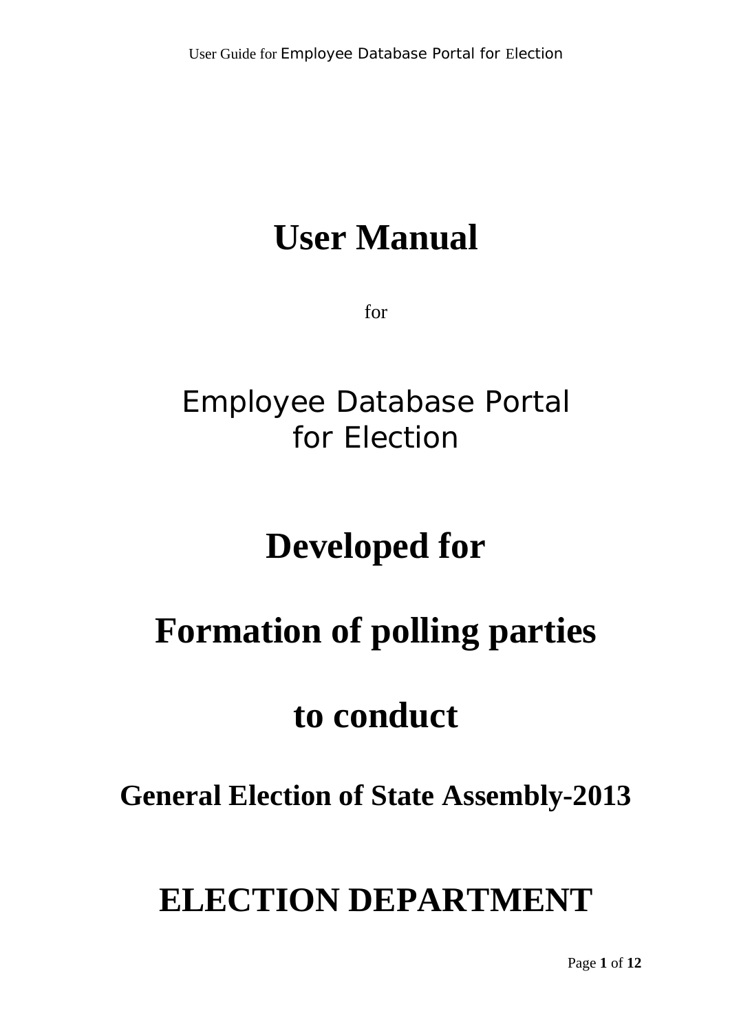# User Manual

for

Employee Database Portal
for Election

# Developed for

# Formation of polling parties

# to conduct

## General Election of State Assembly-2013

# ELECTION DEPARTMENT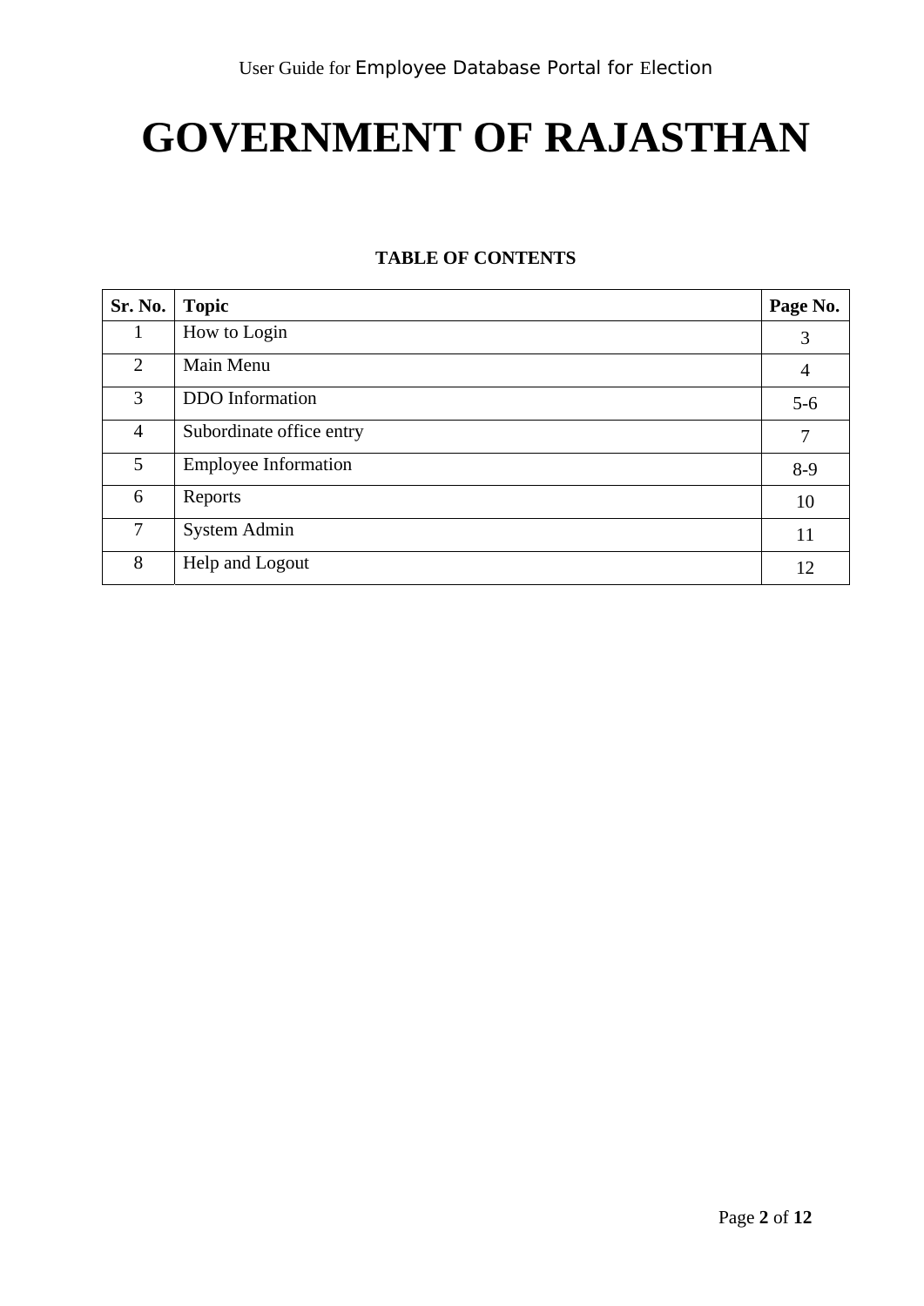# GOVERNMENT OF RAJASTHAN

## TABLE OF CONTENTS

| Sr. No. | Topic | Page No. |
|---|---|---|
| 1 | How to Login | 3 |
| 2 | Main Menu | 4 |
| 3 | DDO Information | 5-6 |
| 4 | Subordinate office entry | 7 |
| 5 | Employee Information | 8-9 |
| 6 | Reports | 10 |
| 7 | System Admin | 11 |
| 8 | Help and Logout | 12 |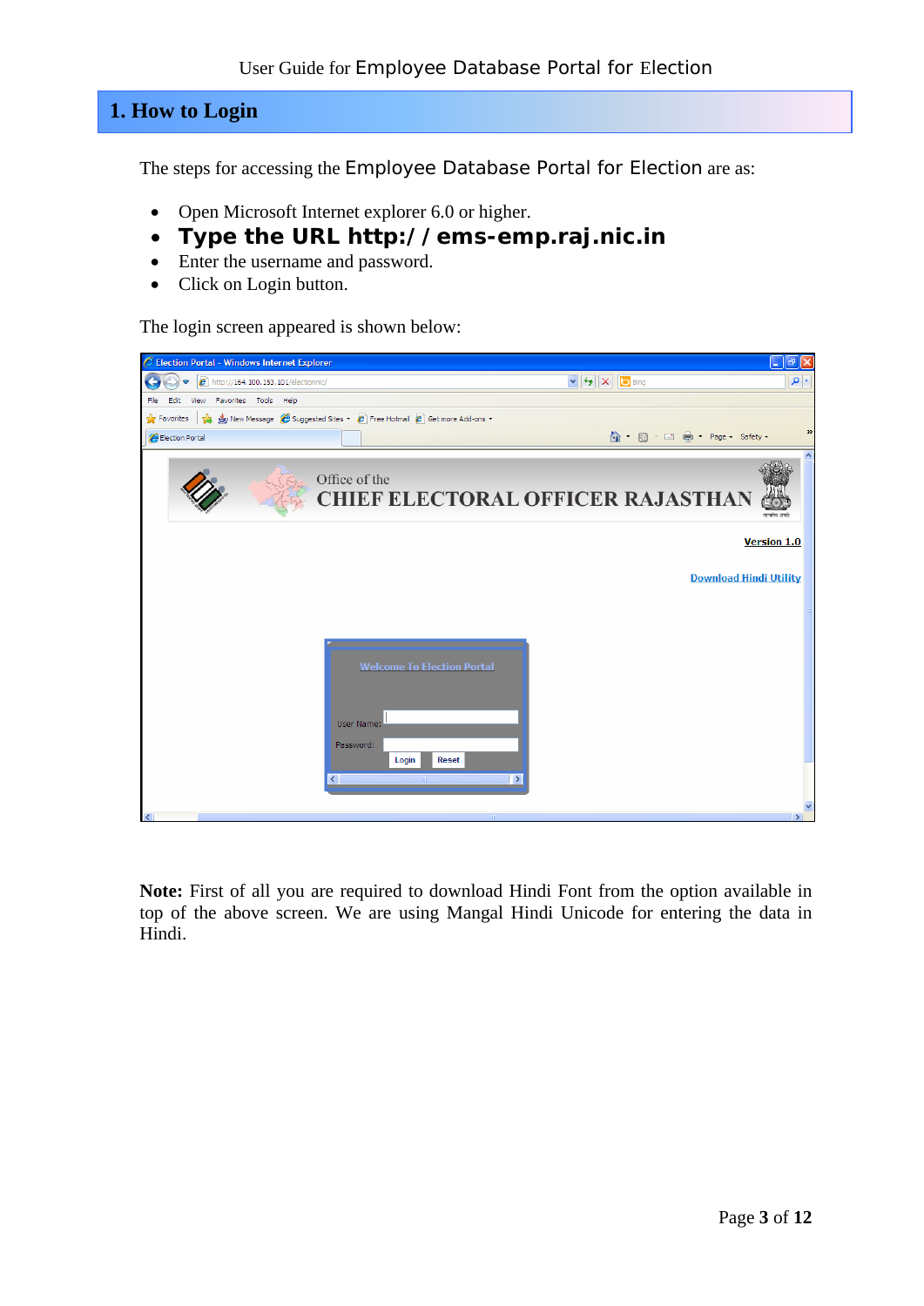# 1. How to Login

The steps for accessing the Employee Database Portal for Election are as:

- Open Microsoft Internet explorer 6.0 or higher.
- **Type the URL http://ems-emp.raj.nic.in**
- Enter the username and password.
- Click on Login button.

The login screen appeared is shown below:

**Note:** First of all you are required to download Hindi Font from the option available in top of the above screen. We are using Mangal Hindi Unicode for entering the data in Hindi.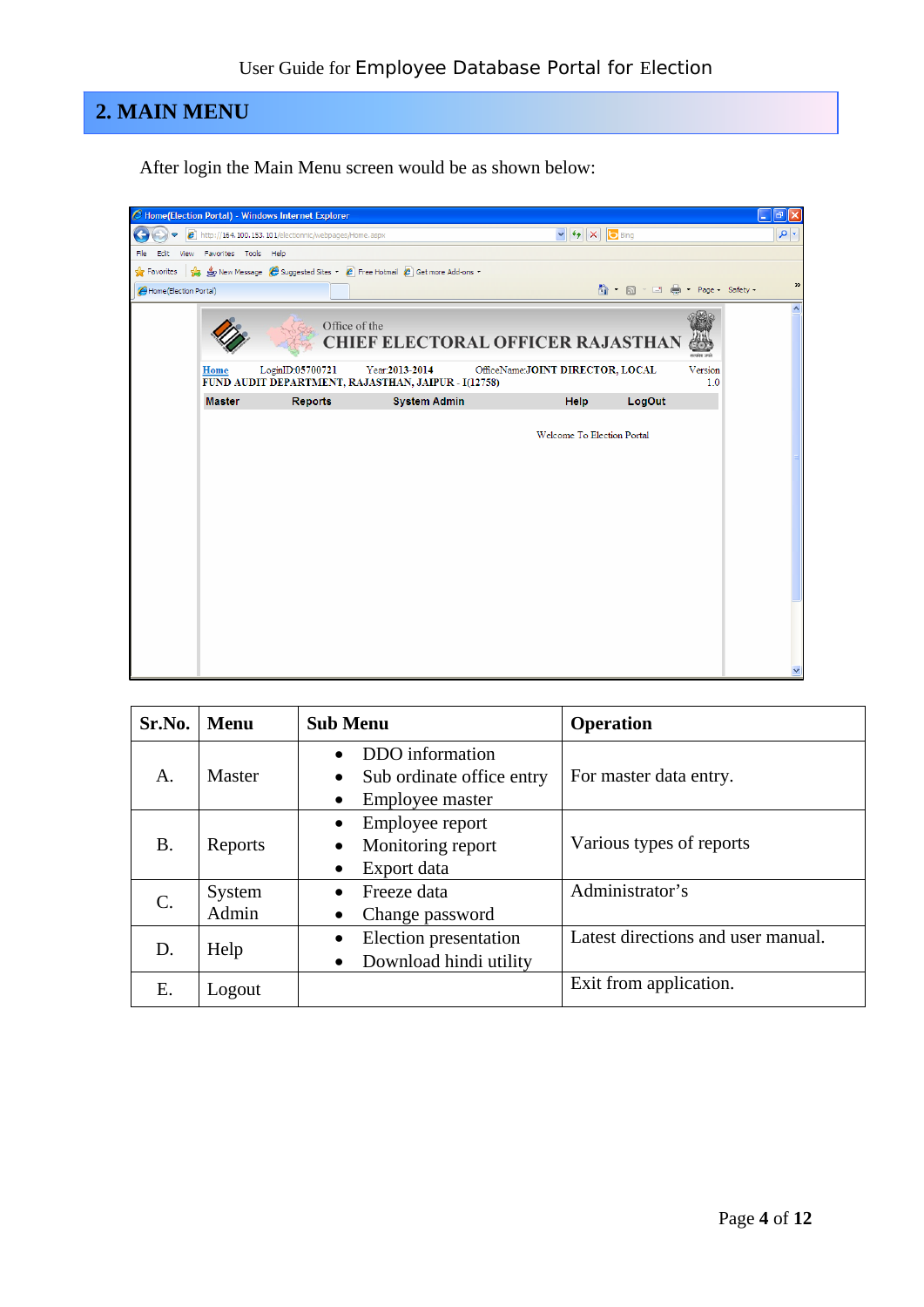## 2. MAIN MENU

After login the Main Menu screen would be as shown below:

| Sr.No. | Menu | Sub Menu | Operation |
|---|---|---|---|
| A. | Master | • DDO information<br>• Sub ordinate office entry<br>• Employee master | For master data entry. |
| B. | Reports | • Employee report<br>• Monitoring report<br>• Export data | Various types of reports |
| C. | System Admin | • Freeze data<br>• Change password | Administrator's |
| D. | Help | • Election presentation<br>• Download hindi utility | Latest directions and user manual. |
| E. | Logout | | Exit from application. |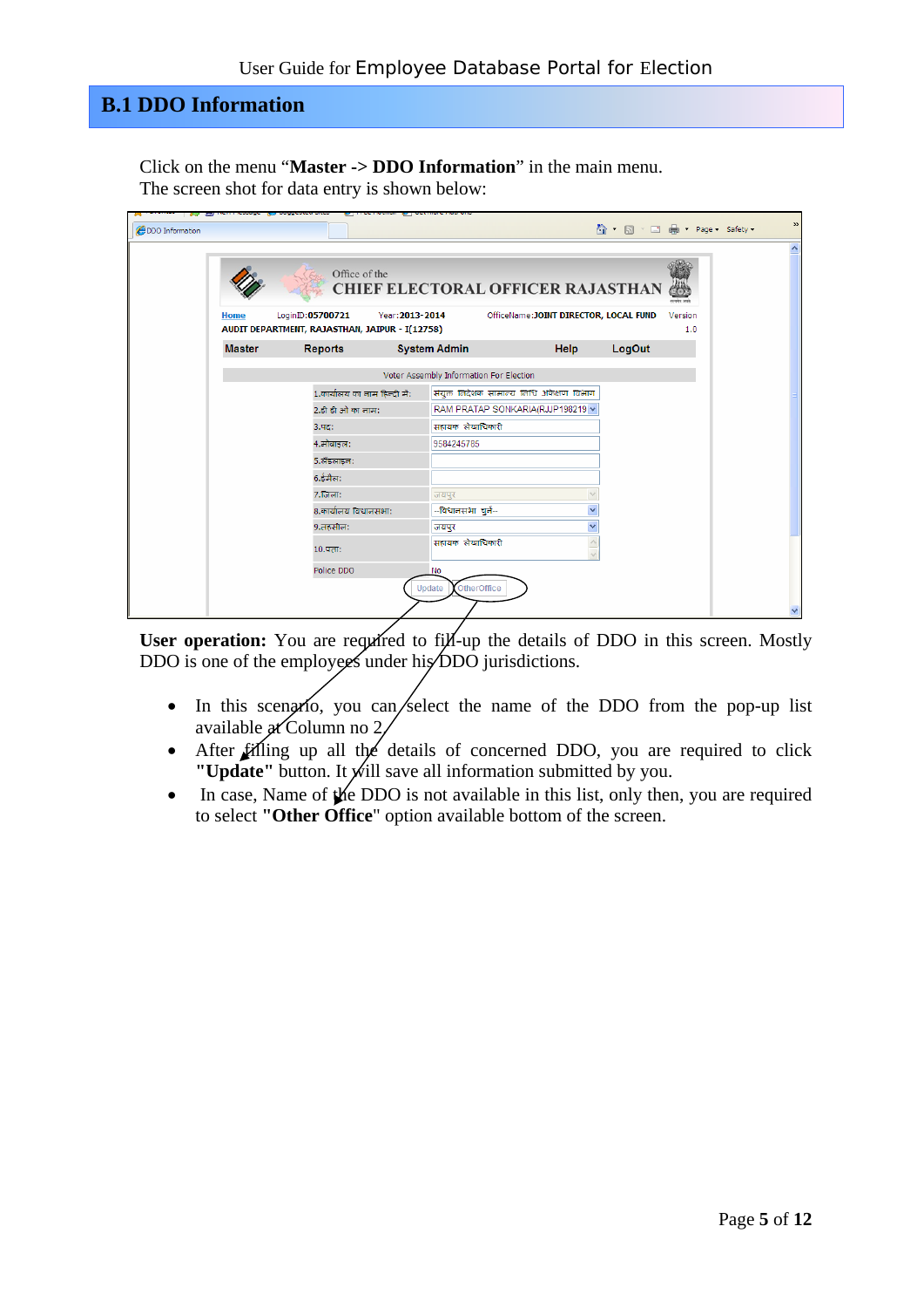## B.1 DDO Information

Click on the menu “**Master -> DDO Information**” in the main menu.
The screen shot for data entry is shown below:

**User operation:** You are required to fill-up the details of DDO in this screen. Mostly DDO is one of the employees under his DDO jurisdictions.

- In this scenario, you can select the name of the DDO from the pop-up list available at Column no 2.
- After filling up all the details of concerned DDO, you are required to click **"Update"** button. It will save all information submitted by you.
- In case, Name of the DDO is not available in this list, only then, you are required to select **"Other Office"** option available bottom of the screen.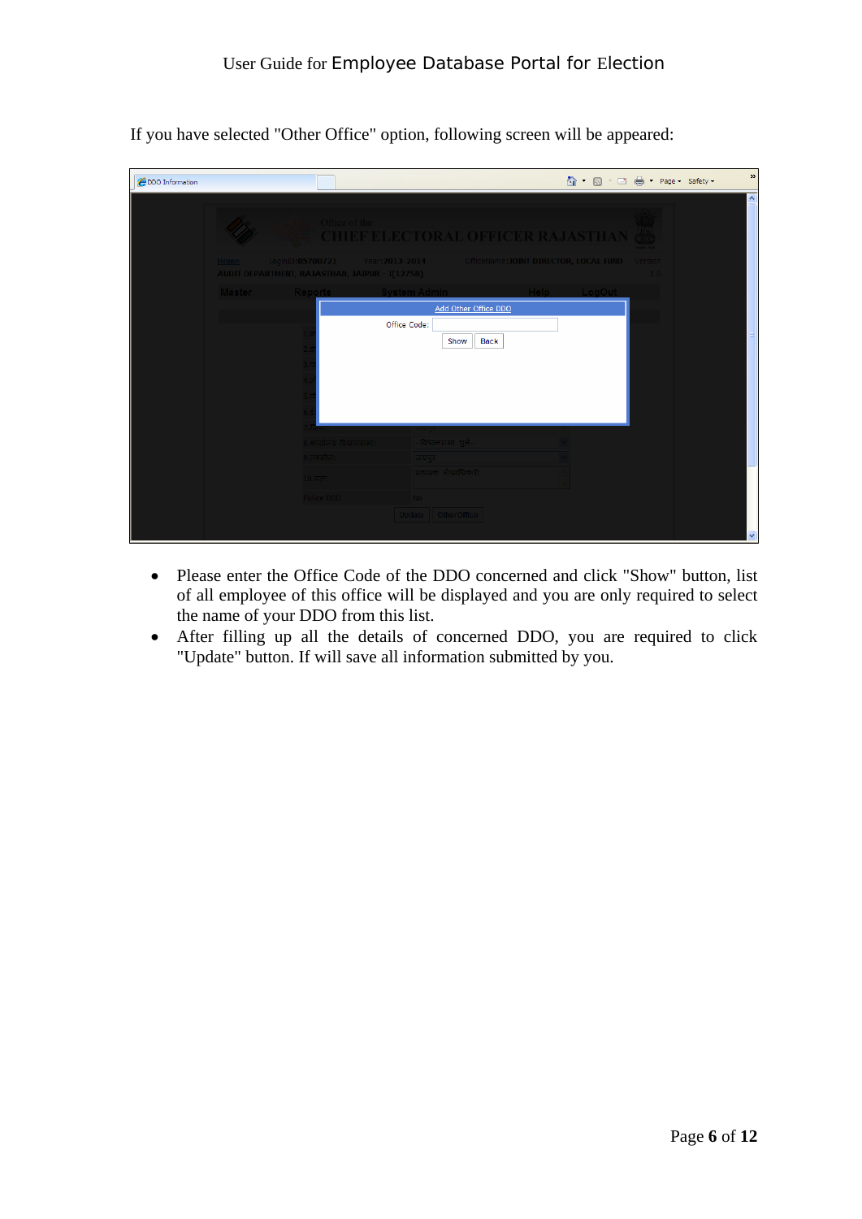If you have selected "Other Office" option, following screen will be appeared:

- Please enter the Office Code of the DDO concerned and click "Show" button, list of all employee of this office will be displayed and you are only required to select the name of your DDO from this list.
- After filling up all the details of concerned DDO, you are required to click "Update" button. If will save all information submitted by you.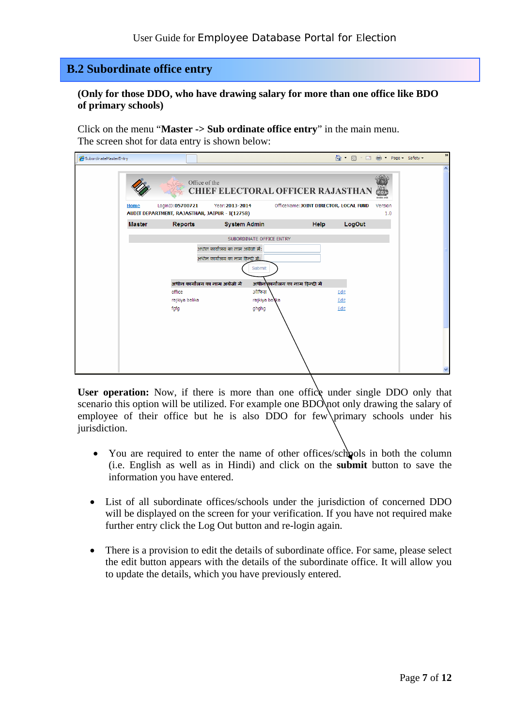## B.2 Subordinate office entry

**(Only for those DDO, who have drawing salary for more than one office like BDO of primary schools)**

Click on the menu "**Master -> Sub ordinate office entry**" in the main menu.
The screen shot for data entry is shown below:

**User operation:** Now, if there is more than one office under single DDO only that scenario this option will be utilized. For example one BDO not only drawing the salary of employee of their office but he is also DDO for few primary schools under his jurisdiction.

- You are required to enter the name of other offices/schools in both the column (i.e. English as well as in Hindi) and click on the **submit** button to save the information you have entered.

- List of all subordinate offices/schools under the jurisdiction of concerned DDO will be displayed on the screen for your verification. If you have not required make further entry click the Log Out button and re-login again.

- There is a provision to edit the details of subordinate office. For same, please select the edit button appears with the details of the subordinate office. It will allow you to update the details, which you have previously entered.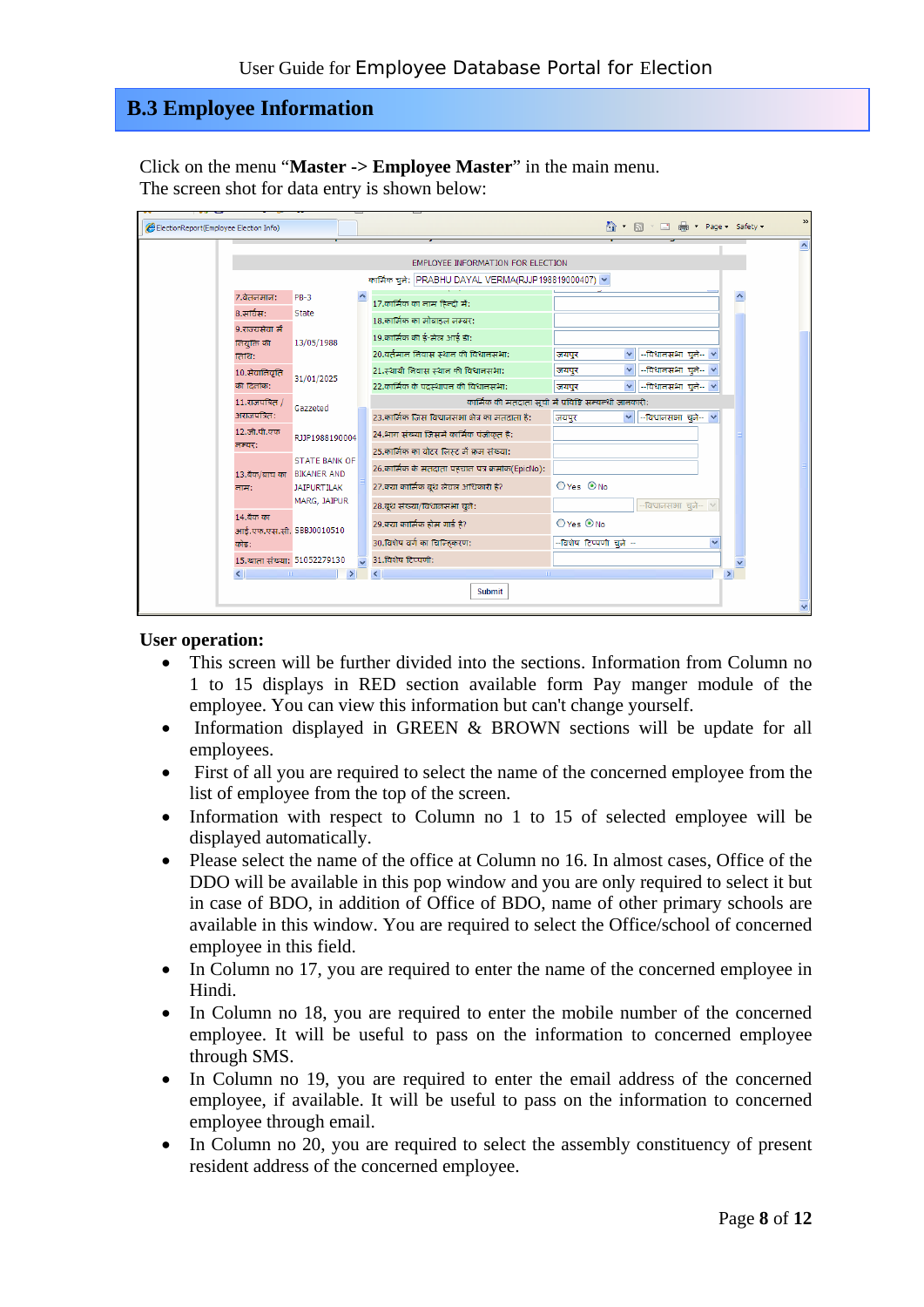## B.3 Employee Information

Click on the menu "**Master -> Employee Master**" in the main menu.
The screen shot for data entry is shown below:

**User operation:**

- This screen will be further divided into the sections. Information from Column no 1 to 15 displays in RED section available form Pay manger module of the employee. You can view this information but can't change yourself.
- Information displayed in GREEN & BROWN sections will be update for all employees.
- First of all you are required to select the name of the concerned employee from the list of employee from the top of the screen.
- Information with respect to Column no 1 to 15 of selected employee will be displayed automatically.
- Please select the name of the office at Column no 16. In almost cases, Office of the DDO will be available in this pop window and you are only required to select it but in case of BDO, in addition of Office of BDO, name of other primary schools are available in this window. You are required to select the Office/school of concerned employee in this field.
- In Column no 17, you are required to enter the name of the concerned employee in Hindi.
- In Column no 18, you are required to enter the mobile number of the concerned employee. It will be useful to pass on the information to concerned employee through SMS.
- In Column no 19, you are required to enter the email address of the concerned employee, if available. It will be useful to pass on the information to concerned employee through email.
- In Column no 20, you are required to select the assembly constituency of present resident address of the concerned employee.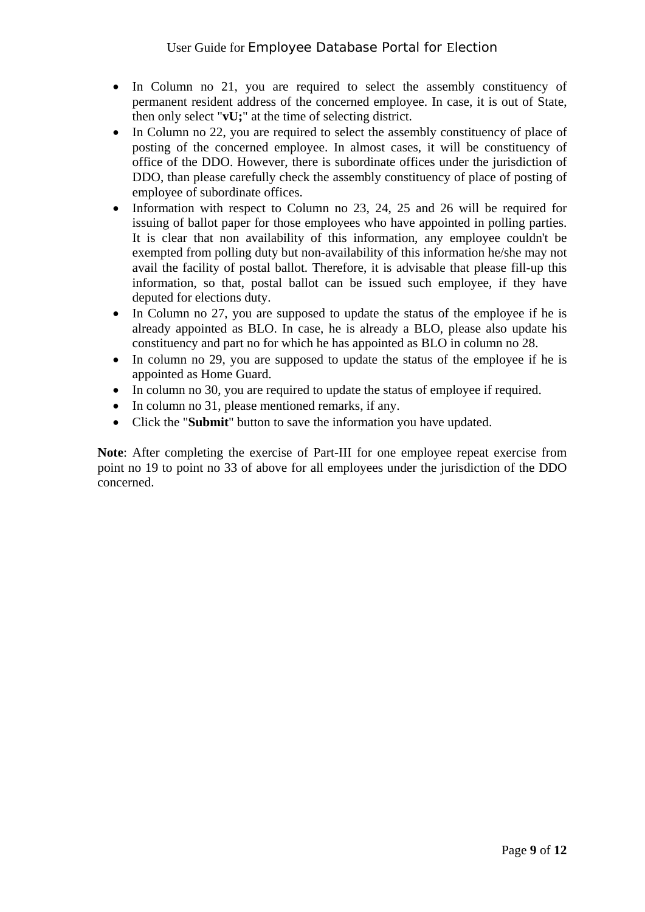- In Column no 21, you are required to select the assembly constituency of permanent resident address of the concerned employee. In case, it is out of State, then only select "**vU;**" at the time of selecting district.
- In Column no 22, you are required to select the assembly constituency of place of posting of the concerned employee. In almost cases, it will be constituency of office of the DDO. However, there is subordinate offices under the jurisdiction of DDO, than please carefully check the assembly constituency of place of posting of employee of subordinate offices.
- Information with respect to Column no 23, 24, 25 and 26 will be required for issuing of ballot paper for those employees who have appointed in polling parties. It is clear that non availability of this information, any employee couldn't be exempted from polling duty but non-availability of this information he/she may not avail the facility of postal ballot. Therefore, it is advisable that please fill-up this information, so that, postal ballot can be issued such employee, if they have deputed for elections duty.
- In Column no 27, you are supposed to update the status of the employee if he is already appointed as BLO. In case, he is already a BLO, please also update his constituency and part no for which he has appointed as BLO in column no 28.
- In column no 29, you are supposed to update the status of the employee if he is appointed as Home Guard.
- In column no 30, you are required to update the status of employee if required.
- In column no 31, please mentioned remarks, if any.
- Click the "**Submit**" button to save the information you have updated.

**Note**: After completing the exercise of Part-III for one employee repeat exercise from point no 19 to point no 33 of above for all employees under the jurisdiction of the DDO concerned.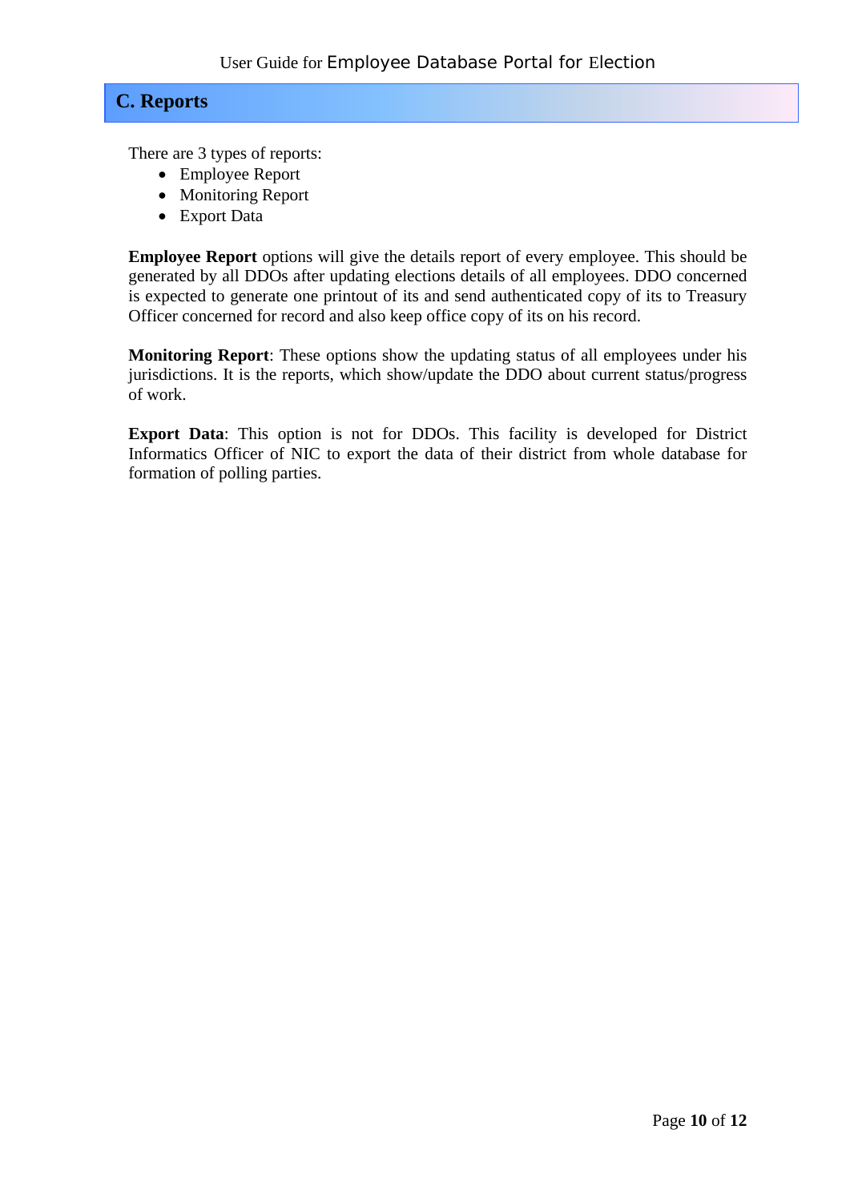## C. Reports

There are 3 types of reports:

- Employee Report
- Monitoring Report
- Export Data

**Employee Report** options will give the details report of every employee. This should be generated by all DDOs after updating elections details of all employees. DDO concerned is expected to generate one printout of its and send authenticated copy of its to Treasury Officer concerned for record and also keep office copy of its on his record.

**Monitoring Report**: These options show the updating status of all employees under his jurisdictions. It is the reports, which show/update the DDO about current status/progress of work.

**Export Data**: This option is not for DDOs. This facility is developed for District Informatics Officer of NIC to export the data of their district from whole database for formation of polling parties.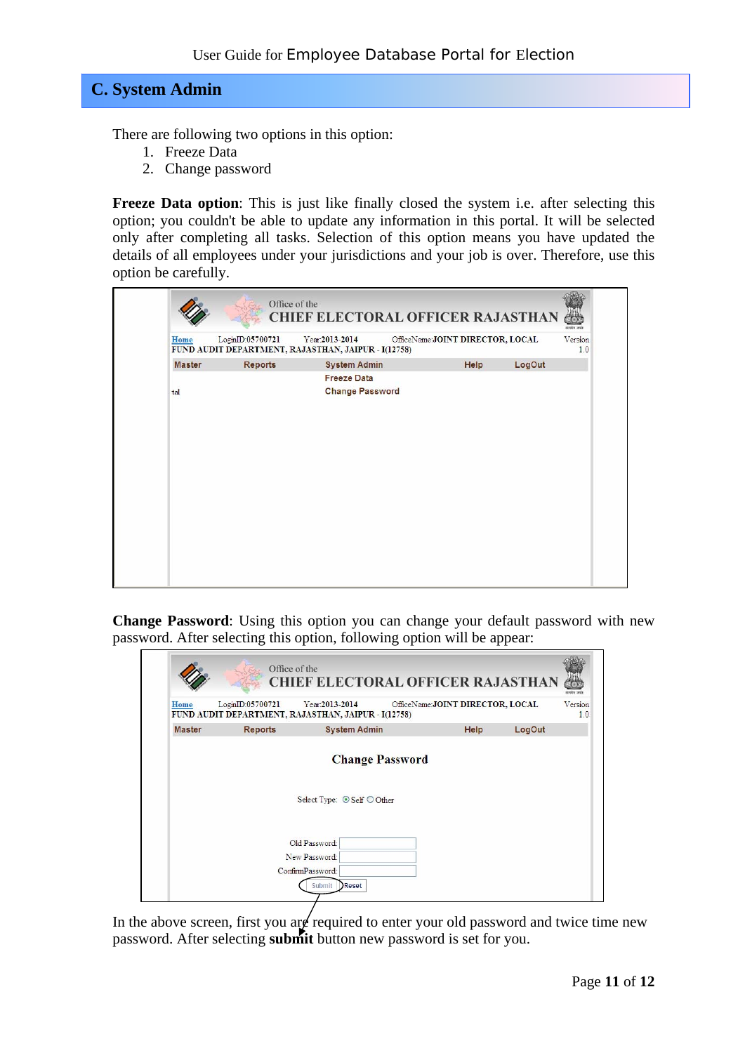## C. System Admin

There are following two options in this option:

1. Freeze Data
2. Change password

**Freeze Data option**: This is just like finally closed the system i.e. after selecting this option; you couldn't be able to update any information in this portal. It will be selected only after completing all tasks. Selection of this option means you have updated the details of all employees under your jurisdictions and your job is over. Therefore, use this option be carefully.

**Change Password**: Using this option you can change your default password with new password. After selecting this option, following option will be appear:

In the above screen, first you are required to enter your old password and twice time new password. After selecting **submit** button new password is set for you.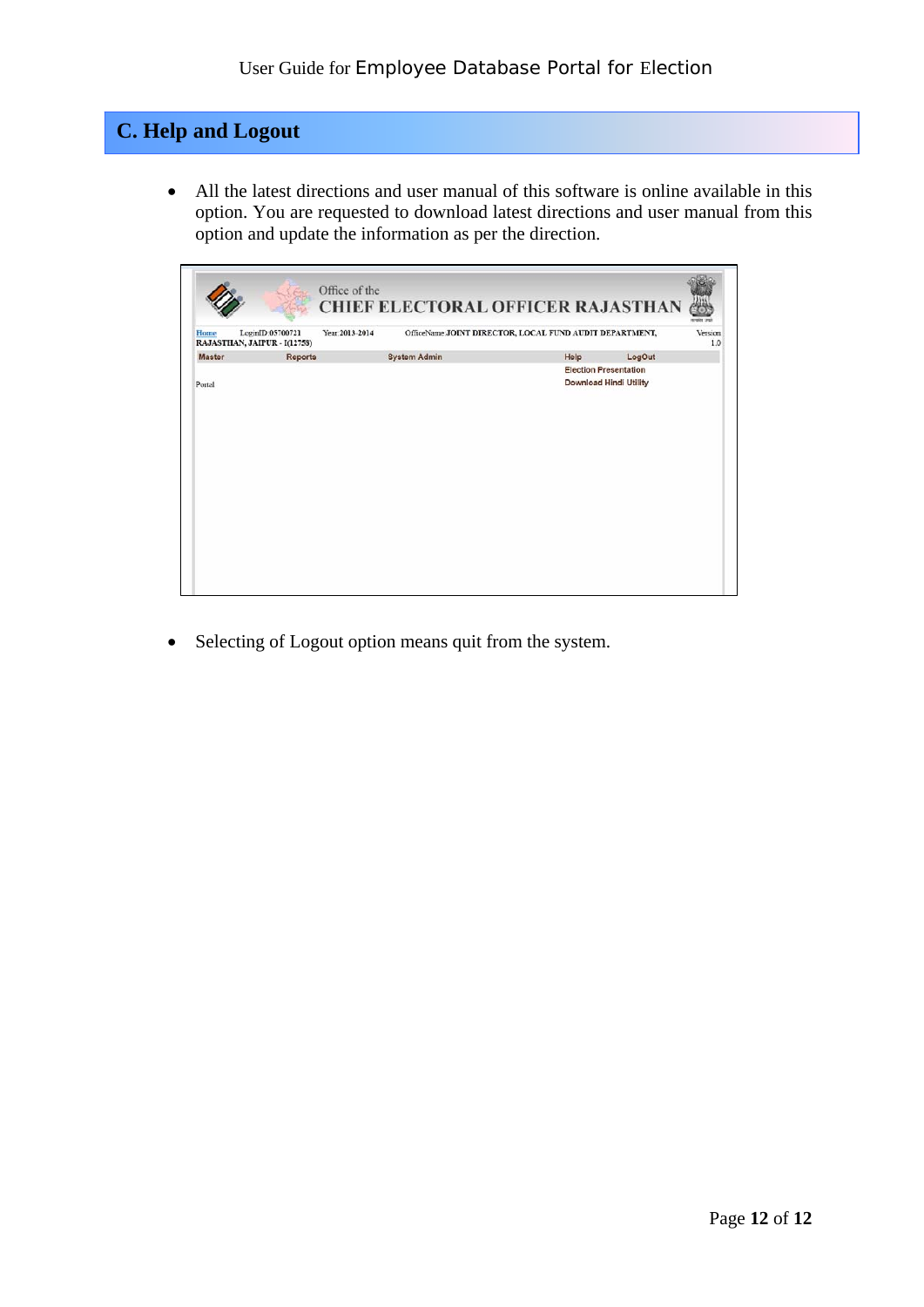## C. Help and Logout

- All the latest directions and user manual of this software is online available in this option. You are requested to download latest directions and user manual from this option and update the information as per the direction.

- Selecting of Logout option means quit from the system.